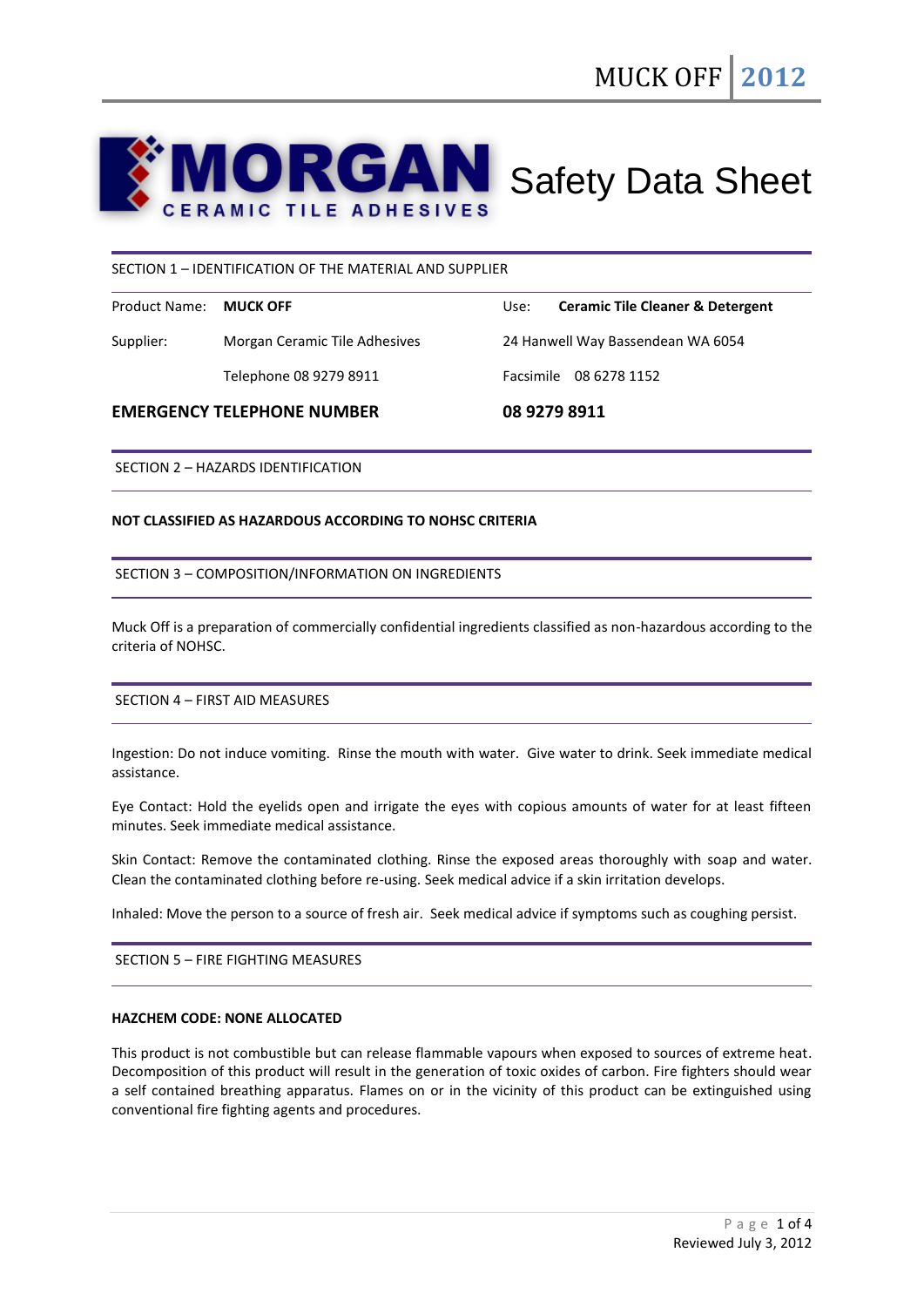# MORGAN CERAMIC TILE ADHESIVES Safety Data Sheet

## SECTION 1 – IDENTIFICATION OF THE MATERIAL AND SUPPLIER

| | | | |
|---|---|---|---|
| Product Name: | **MUCK OFF** | Use: | **Ceramic Tile Cleaner & Detergent** |
| Supplier: | Morgan Ceramic Tile Adhesives | 24 Hanwell Way Bassendean WA 6054 | |
| | Telephone 08 9279 8911 | Facsimile 08 6278 1152 | |

**EMERGENCY TELEPHONE NUMBER** **08 9279 8911**

## SECTION 2 – HAZARDS IDENTIFICATION

**NOT CLASSIFIED AS HAZARDOUS ACCORDING TO NOHSC CRITERIA**

## SECTION 3 – COMPOSITION/INFORMATION ON INGREDIENTS

Muck Off is a preparation of commercially confidential ingredients classified as non-hazardous according to the criteria of NOHSC.

## SECTION 4 – FIRST AID MEASURES

Ingestion: Do not induce vomiting. Rinse the mouth with water. Give water to drink. Seek immediate medical assistance.

Eye Contact: Hold the eyelids open and irrigate the eyes with copious amounts of water for at least fifteen minutes. Seek immediate medical assistance.

Skin Contact: Remove the contaminated clothing. Rinse the exposed areas thoroughly with soap and water. Clean the contaminated clothing before re-using. Seek medical advice if a skin irritation develops.

Inhaled: Move the person to a source of fresh air. Seek medical advice if symptoms such as coughing persist.

## SECTION 5 – FIRE FIGHTING MEASURES

**HAZCHEM CODE: NONE ALLOCATED**

This product is not combustible but can release flammable vapours when exposed to sources of extreme heat. Decomposition of this product will result in the generation of toxic oxides of carbon. Fire fighters should wear a self contained breathing apparatus. Flames on or in the vicinity of this product can be extinguished using conventional fire fighting agents and procedures.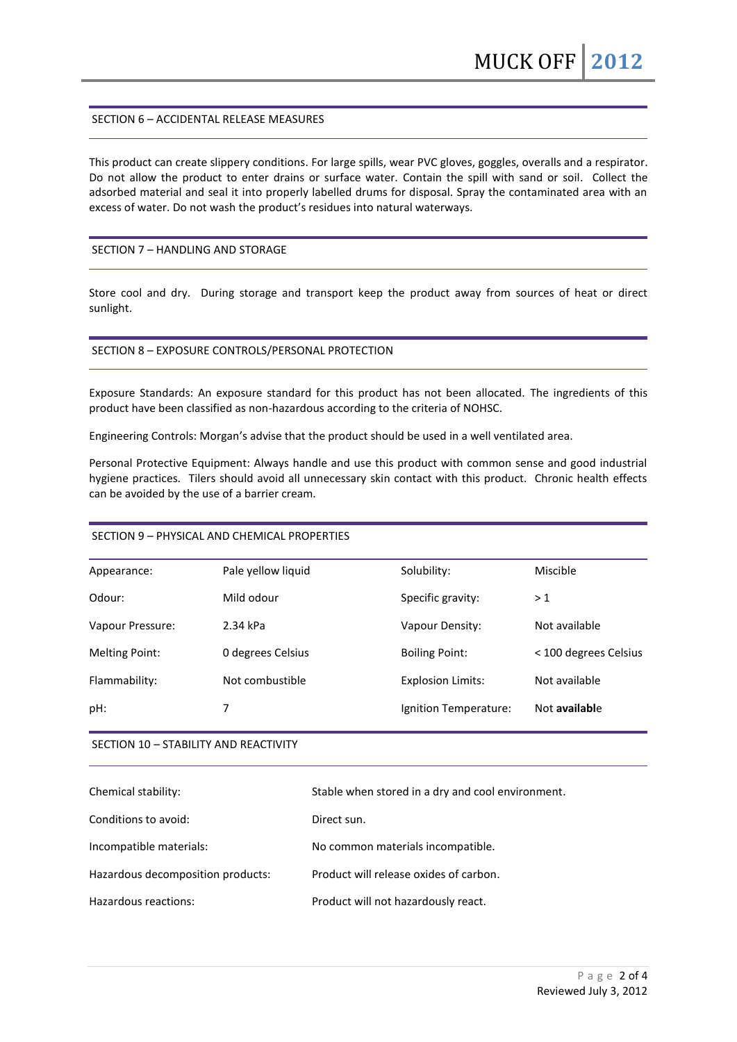## SECTION 6 – ACCIDENTAL RELEASE MEASURES

This product can create slippery conditions. For large spills, wear PVC gloves, goggles, overalls and a respirator. Do not allow the product to enter drains or surface water. Contain the spill with sand or soil. Collect the adsorbed material and seal it into properly labelled drums for disposal. Spray the contaminated area with an excess of water. Do not wash the product's residues into natural waterways.

## SECTION 7 – HANDLING AND STORAGE

Store cool and dry. During storage and transport keep the product away from sources of heat or direct sunlight.

## SECTION 8 – EXPOSURE CONTROLS/PERSONAL PROTECTION

Exposure Standards: An exposure standard for this product has not been allocated. The ingredients of this product have been classified as non-hazardous according to the criteria of NOHSC.

Engineering Controls: Morgan's advise that the product should be used in a well ventilated area.

Personal Protective Equipment: Always handle and use this product with common sense and good industrial hygiene practices. Tilers should avoid all unnecessary skin contact with this product. Chronic health effects can be avoided by the use of a barrier cream.

## SECTION 9 – PHYSICAL AND CHEMICAL PROPERTIES

| | | | |
|---|---|---|---|
| Appearance: | Pale yellow liquid | Solubility: | Miscible |
| Odour: | Mild odour | Specific gravity: | > 1 |
| Vapour Pressure: | 2.34 kPa | Vapour Density: | Not available |
| Melting Point: | 0 degrees Celsius | Boiling Point: | < 100 degrees Celsius |
| Flammability: | Not combustible | Explosion Limits: | Not available |
| pH: | 7 | Ignition Temperature: | Not available |

## SECTION 10 – STABILITY AND REACTIVITY

| | |
|---|---|
| Chemical stability: | Stable when stored in a dry and cool environment. |
| Conditions to avoid: | Direct sun. |
| Incompatible materials: | No common materials incompatible. |
| Hazardous decomposition products: | Product will release oxides of carbon. |
| Hazardous reactions: | Product will not hazardously react. |

Reviewed July 3, 2012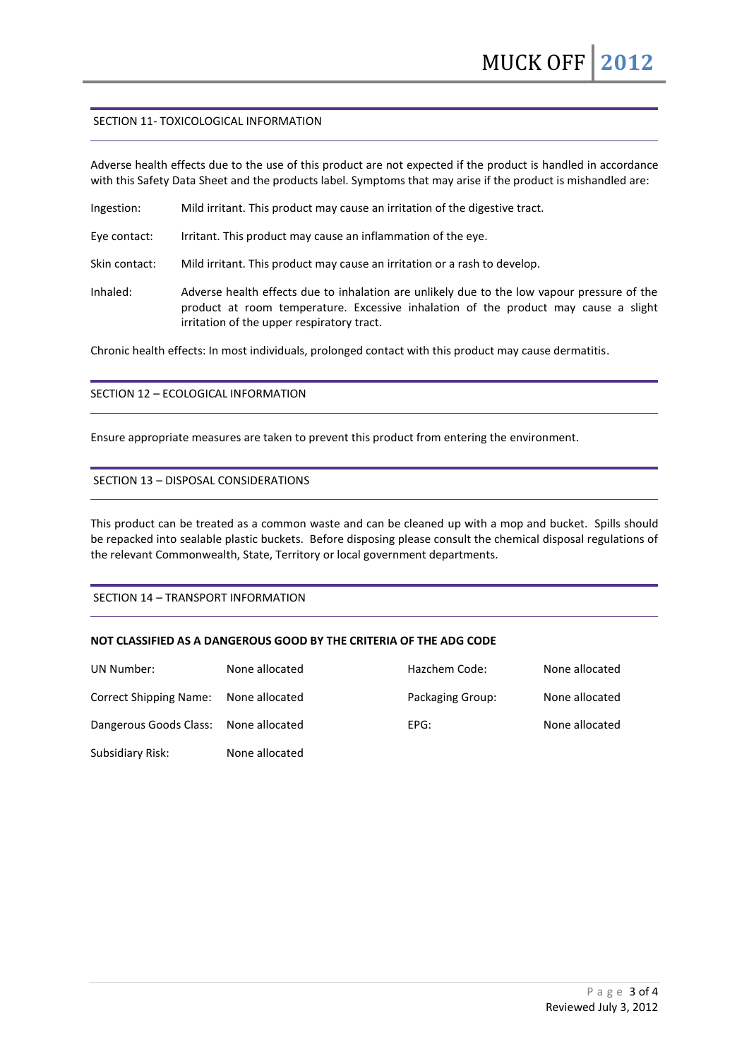## SECTION 11- TOXICOLOGICAL INFORMATION

Adverse health effects due to the use of this product are not expected if the product is handled in accordance with this Safety Data Sheet and the products label. Symptoms that may arise if the product is mishandled are:

Ingestion: Mild irritant. This product may cause an irritation of the digestive tract.

Eye contact: Irritant. This product may cause an inflammation of the eye.

Skin contact: Mild irritant. This product may cause an irritation or a rash to develop.

Inhaled: Adverse health effects due to inhalation are unlikely due to the low vapour pressure of the product at room temperature. Excessive inhalation of the product may cause a slight irritation of the upper respiratory tract.

Chronic health effects: In most individuals, prolonged contact with this product may cause dermatitis.

## SECTION 12 – ECOLOGICAL INFORMATION

Ensure appropriate measures are taken to prevent this product from entering the environment.

## SECTION 13 – DISPOSAL CONSIDERATIONS

This product can be treated as a common waste and can be cleaned up with a mop and bucket. Spills should be repacked into sealable plastic buckets. Before disposing please consult the chemical disposal regulations of the relevant Commonwealth, State, Territory or local government departments.

## SECTION 14 – TRANSPORT INFORMATION

**NOT CLASSIFIED AS A DANGEROUS GOOD BY THE CRITERIA OF THE ADG CODE**

| | | | |
|---|---|---|---|
| UN Number: | None allocated | Hazchem Code: | None allocated |
| Correct Shipping Name: | None allocated | Packaging Group: | None allocated |
| Dangerous Goods Class: | None allocated | EPG: | None allocated |
| Subsidiary Risk: | None allocated | | |

Reviewed July 3, 2012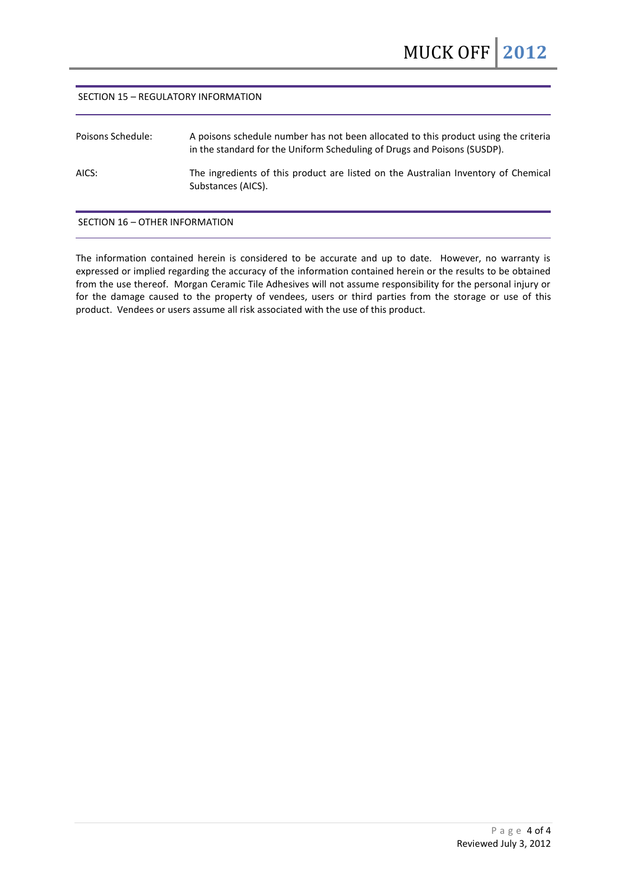## SECTION 15 – REGULATORY INFORMATION

| | |
|---|---|
| Poisons Schedule: | A poisons schedule number has not been allocated to this product using the criteria in the standard for the Uniform Scheduling of Drugs and Poisons (SUSDP). |
| AICS: | The ingredients of this product are listed on the Australian Inventory of Chemical Substances (AICS). |

## SECTION 16 – OTHER INFORMATION

The information contained herein is considered to be accurate and up to date. However, no warranty is expressed or implied regarding the accuracy of the information contained herein or the results to be obtained from the use thereof. Morgan Ceramic Tile Adhesives will not assume responsibility for the personal injury or for the damage caused to the property of vendees, users or third parties from the storage or use of this product. Vendees or users assume all risk associated with the use of this product.

Reviewed July 3, 2012